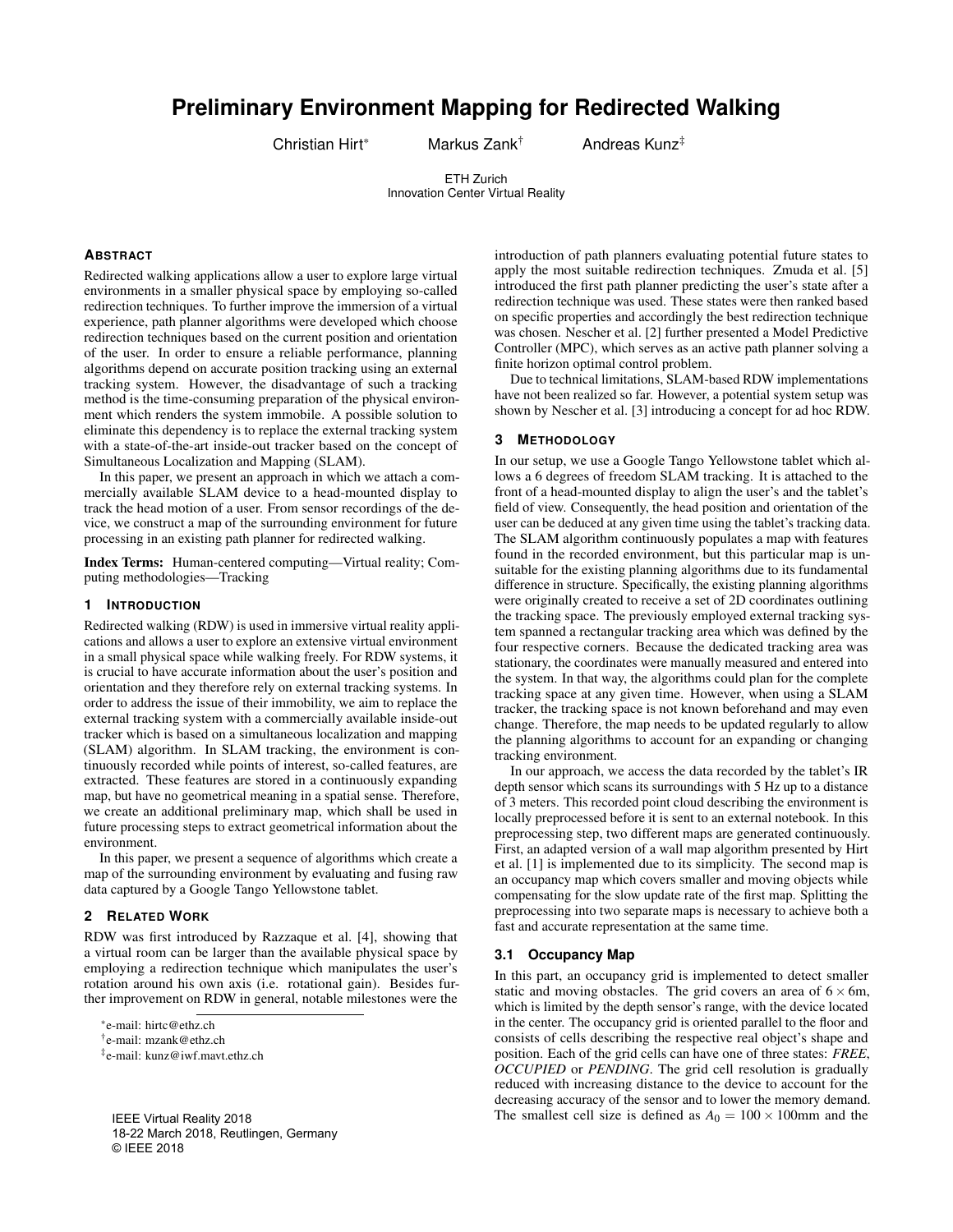# Preliminary Environment Mapping for Redirected Walking

Christian Hirt[*] Markus Zank[†] Andreas Kunz[‡]

ETH Zurich
Innovation Center Virtual Reality

## Abstract

Redirected walking applications allow a user to explore large virtual environments in a smaller physical space by employing so-called redirection techniques. To further improve the immersion of a virtual experience, path planner algorithms were developed which choose redirection techniques based on the current position and orientation of the user. In order to ensure a reliable performance, planning algorithms depend on accurate position tracking using an external tracking system. However, the disadvantage of such a tracking method is the time-consuming preparation of the physical environment which renders the system immobile. A possible solution to eliminate this dependency is to replace the external tracking system with a state-of-the-art inside-out tracker based on the concept of Simultaneous Localization and Mapping (SLAM).

In this paper, we present an approach in which we attach a commercially available SLAM device to a head-mounted display to track the head motion of a user. From sensor recordings of the device, we construct a map of the surrounding environment for future processing in an existing path planner for redirected walking.

**Index Terms:** Human-centered computing—Virtual reality; Computing methodologies—Tracking

## 1 Introduction

Redirected walking (RDW) is used in immersive virtual reality applications and allows a user to explore an extensive virtual environment in a small physical space while walking freely. For RDW systems, it is crucial to have accurate information about the user's position and orientation and they therefore rely on external tracking systems. In order to address the issue of their immobility, we aim to replace the external tracking system with a commercially available inside-out tracker which is based on a simultaneous localization and mapping (SLAM) algorithm. In SLAM tracking, the environment is continuously recorded while points of interest, so-called features, are extracted. These features are stored in a continuously expanding map, but have no geometrical meaning in a spatial sense. Therefore, we create an additional preliminary map, which shall be used in future processing steps to extract geometrical information about the environment.

In this paper, we present a sequence of algorithms which create a map of the surrounding environment by evaluating and fusing raw data captured by a Google Tango Yellowstone tablet.

## 2 Related Work

RDW was first introduced by Razzaque et al. [4], showing that a virtual room can be larger than the available physical space by employing a redirection technique which manipulates the user's rotation around his own axis (i.e. rotational gain). Besides further improvement on RDW in general, notable milestones were the introduction of path planners evaluating potential future states to apply the most suitable redirection techniques. Zmuda et al. [5] introduced the first path planner predicting the user's state after a redirection technique was used. These states were then ranked based on specific properties and accordingly the best redirection technique was chosen. Nescher et al. [2] further presented a Model Predictive Controller (MPC), which serves as an active path planner solving a finite horizon optimal control problem.

Due to technical limitations, SLAM-based RDW implementations have not been realized so far. However, a potential system setup was shown by Nescher et al. [3] introducing a concept for ad hoc RDW.

## 3 Methodology

In our setup, we use a Google Tango Yellowstone tablet which allows a 6 degrees of freedom SLAM tracking. It is attached to the front of a head-mounted display to align the user's and the tablet's field of view. Consequently, the head position and orientation of the user can be deduced at any given time using the tablet's tracking data. The SLAM algorithm continuously populates a map with features found in the recorded environment, but this particular map is unsuitable for the existing planning algorithms due to its fundamental difference in structure. Specifically, the existing planning algorithms were originally created to receive a set of 2D coordinates outlining the tracking space. The previously employed external tracking system spanned a rectangular tracking area which was defined by the four respective corners. Because the dedicated tracking area was stationary, the coordinates were manually measured and entered into the system. In that way, the algorithms could plan for the complete tracking space at any given time. However, when using a SLAM tracker, the tracking space is not known beforehand and may even change. Therefore, the map needs to be updated regularly to allow the planning algorithms to account for an expanding or changing tracking environment.

In our approach, we access the data recorded by the tablet's IR depth sensor which scans its surroundings with 5 Hz up to a distance of 3 meters. This recorded point cloud describing the environment is locally preprocessed before it is sent to an external notebook. In this preprocessing step, two different maps are generated continuously. First, an adapted version of a wall map algorithm presented by Hirt et al. [1] is implemented due to its simplicity. The second map is an occupancy map which covers smaller and moving objects while compensating for the slow update rate of the first map. Splitting the preprocessing into two separate maps is necessary to achieve both a fast and accurate representation at the same time.

### 3.1 Occupancy Map

In this part, an occupancy grid is implemented to detect smaller static and moving obstacles. The grid covers an area of $6 \times 6$m, which is limited by the depth sensor's range, with the device located in the center. The occupancy grid is oriented parallel to the floor and consists of cells describing the respective real object's shape and position. Each of the grid cells can have one of three states: *FREE*, *OCCUPIED* or *PENDING*. The grid cell resolution is gradually reduced with increasing distance to the device to account for the decreasing accuracy of the sensor and to lower the memory demand. The smallest cell size is defined as $A_0 = 100 \times 100$mm and the

[*]e-mail: hirtc@ethz.ch
[†]e-mail: mzank@ethz.ch
[‡]e-mail: kunz@iwf.mavt.ethz.ch

IEEE Virtual Reality 2018
18-22 March 2018, Reutlingen, Germany
© IEEE 2018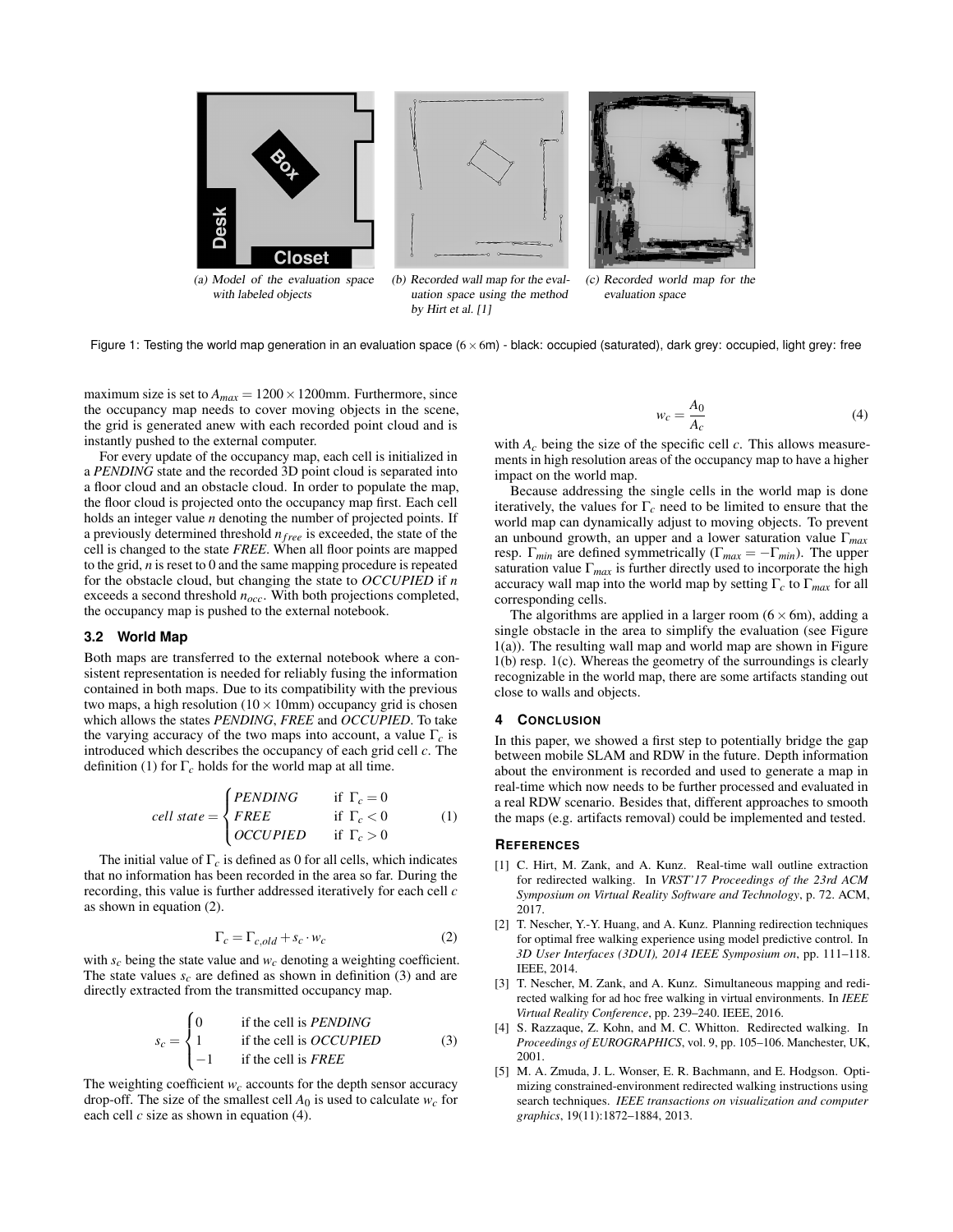Box

Desk

Closet

(a) Model of the evaluation space with labeled objects

(b) Recorded wall map for the evaluation space using the method by Hirt et al. [1]

(c) Recorded world map for the evaluation space

Figure 1: Testing the world map generation in an evaluation space ($6 \times 6$m) - black: occupied (saturated), dark grey: occupied, light grey: free

maximum size is set to $A_{max} = 1200 \times 1200$mm. Furthermore, since the occupancy map needs to cover moving objects in the scene, the grid is generated anew with each recorded point cloud and is instantly pushed to the external computer.

For every update of the occupancy map, each cell is initialized in a *PENDING* state and the recorded 3D point cloud is separated into a floor cloud and an obstacle cloud. In order to populate the map, the floor cloud is projected onto the occupancy map first. Each cell holds an integer value $n$ denoting the number of projected points. If a previously determined threshold $n_{free}$ is exceeded, the state of the cell is changed to the state *FREE*. When all floor points are mapped to the grid, $n$ is reset to 0 and the same mapping procedure is repeated for the obstacle cloud, but changing the state to *OCCUPIED* if $n$ exceeds a second threshold $n_{occ}$. With both projections completed, the occupancy map is pushed to the external notebook.

### 3.2 World Map

Both maps are transferred to the external notebook where a consistent representation is needed for reliably fusing the information contained in both maps. Due to its compatibility with the previous two maps, a high resolution ($10 \times 10$mm) occupancy grid is chosen which allows the states *PENDING*, *FREE* and *OCCUPIED*. To take the varying accuracy of the two maps into account, a value $\Gamma_c$ is introduced which describes the occupancy of each grid cell $c$. The definition (1) for $\Gamma_c$ holds for the world map at all time.

$$cell\ state = \begin{cases} PENDING & \text{if } \Gamma_c = 0 \\ FREE & \text{if } \Gamma_c < 0 \\ OCCUPIED & \text{if } \Gamma_c > 0 \end{cases} \tag{1}$$

The initial value of $\Gamma_c$ is defined as 0 for all cells, which indicates that no information has been recorded in the area so far. During the recording, this value is further addressed iteratively for each cell $c$ as shown in equation (2).

$$\Gamma_c = \Gamma_{c,old} + s_c \cdot w_c \tag{2}$$

with $s_c$ being the state value and $w_c$ denoting a weighting coefficient. The state values $s_c$ are defined as shown in definition (3) and are directly extracted from the transmitted occupancy map.

$$s_c = \begin{cases} 0 & \text{if the cell is } PENDING \\ 1 & \text{if the cell is } OCCUPIED \\ -1 & \text{if the cell is } FREE \end{cases} \tag{3}$$

The weighting coefficient $w_c$ accounts for the depth sensor accuracy drop-off. The size of the smallest cell $A_0$ is used to calculate $w_c$ for each cell $c$ size as shown in equation (4).

$$w_c = \frac{A_0}{A_c} \tag{4}$$

with $A_c$ being the size of the specific cell $c$. This allows measurements in high resolution areas of the occupancy map to have a higher impact on the world map.

Because addressing the single cells in the world map is done iteratively, the values for $\Gamma_c$ need to be limited to ensure that the world map can dynamically adjust to moving objects. To prevent an unbound growth, an upper and a lower saturation value $\Gamma_{max}$ resp. $\Gamma_{min}$ are defined symmetrically ($\Gamma_{max} = -\Gamma_{min}$). The upper saturation value $\Gamma_{max}$ is further directly used to incorporate the high accuracy wall map into the world map by setting $\Gamma_c$ to $\Gamma_{max}$ for all corresponding cells.

The algorithms are applied in a larger room ($6 \times 6$m), adding a single obstacle in the area to simplify the evaluation (see Figure 1(a)). The resulting wall map and world map are shown in Figure 1(b) resp. 1(c). Whereas the geometry of the surroundings is clearly recognizable in the world map, there are some artifacts standing out close to walls and objects.

## 4 Conclusion

In this paper, we showed a first step to potentially bridge the gap between mobile SLAM and RDW in the future. Depth information about the environment is recorded and used to generate a map in real-time which now needs to be further processed and evaluated in a real RDW scenario. Besides that, different approaches to smooth the maps (e.g. artifacts removal) could be implemented and tested.

## References

[1] C. Hirt, M. Zank, and A. Kunz. Real-time wall outline extraction for redirected walking. In *VRST'17 Proceedings of the 23rd ACM Symposium on Virtual Reality Software and Technology*, p. 72. ACM, 2017.

[2] T. Nescher, Y.-Y. Huang, and A. Kunz. Planning redirection techniques for optimal free walking experience using model predictive control. In *3D User Interfaces (3DUI), 2014 IEEE Symposium on*, pp. 111–118. IEEE, 2014.

[3] T. Nescher, M. Zank, and A. Kunz. Simultaneous mapping and redirected walking for ad hoc free walking in virtual environments. In *IEEE Virtual Reality Conference*, pp. 239–240. IEEE, 2016.

[4] S. Razzaque, Z. Kohn, and M. C. Whitton. Redirected walking. In *Proceedings of EUROGRAPHICS*, vol. 9, pp. 105–106. Manchester, UK, 2001.

[5] M. A. Zmuda, J. L. Wonser, E. R. Bachmann, and E. Hodgson. Optimizing constrained-environment redirected walking instructions using search techniques. *IEEE transactions on visualization and computer graphics*, 19(11):1872–1884, 2013.